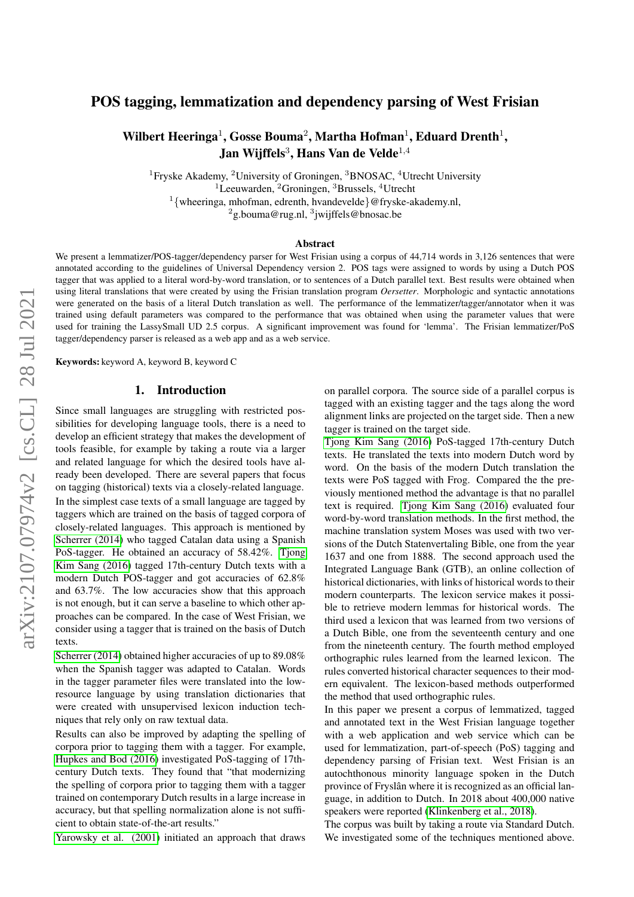# POS tagging, lemmatization and dependency parsing of West Frisian

**Wilbert Heeringa**[1], **Gosse Bouma**[2], **Martha Hofman**[1], **Eduard Drenth**[1], **Jan Wijffels**[3], **Hans Van de Velde**[1,4]

[1]Fryske Akademy, [2]University of Groningen, [3]BNOSAC, [4]Utrecht University
[1]Leeuwarden, [2]Groningen, [3]Brussels, [4]Utrecht
[1]{wheeringa, mhofman, edrenth, hvandevelde}@fryske-akademy.nl,
[2]g.bouma@rug.nl, [3]jwijffels@bnosac.be

### Abstract

We present a lemmatizer/POS-tagger/dependency parser for West Frisian using a corpus of 44,714 words in 3,126 sentences that were annotated according to the guidelines of Universal Dependency version 2. POS tags were assigned to words by using a Dutch POS tagger that was applied to a literal word-by-word translation, or to sentences of a Dutch parallel text. Best results were obtained when using literal translations that were created by using the Frisian translation program *Oersetter*. Morphologic and syntactic annotations were generated on the basis of a literal Dutch translation as well. The performance of the lemmatizer/tagger/annotator when it was trained using default parameters was compared to the performance that was obtained when using the parameter values that were used for training the LassySmall UD 2.5 corpus. A significant improvement was found for 'lemma'. The Frisian lemmatizer/PoS tagger/dependency parser is released as a web app and as a web service.

**Keywords:** keyword A, keyword B, keyword C

## 1. Introduction

Since small languages are struggling with restricted possibilities for developing language tools, there is a need to develop an efficient strategy that makes the development of tools feasible, for example by taking a route via a larger and related language for which the desired tools have already been developed. There are several papers that focus on tagging (historical) texts via a closely-related language.

In the simplest case texts of a small language are tagged by taggers which are trained on the basis of tagged corpora of closely-related languages. This approach is mentioned by Scherrer (2014) who tagged Catalan data using a Spanish PoS-tagger. He obtained an accuracy of 58.42%. Tjong Kim Sang (2016) tagged 17th-century Dutch texts with a modern Dutch POS-tagger and got accuracies of 62.8% and 63.7%. The low accuracies show that this approach is not enough, but it can serve a baseline to which other approaches can be compared. In the case of West Frisian, we consider using a tagger that is trained on the basis of Dutch texts.

Scherrer (2014) obtained higher accuracies of up to 89.08% when the Spanish tagger was adapted to Catalan. Words in the tagger parameter files were translated into the low-resource language by using translation dictionaries that were created with unsupervised lexicon induction techniques that rely only on raw textual data.

Results can also be improved by adapting the spelling of corpora prior to tagging them with a tagger. For example, Hupkes and Bod (2016) investigated PoS-tagging of 17th-century Dutch texts. They found that "that modernizing the spelling of corpora prior to tagging them with a tagger trained on contemporary Dutch results in a large increase in accuracy, but that spelling normalization alone is not sufficient to obtain state-of-the-art results."

Yarowsky et al. (2001) initiated an approach that draws on parallel corpora. The source side of a parallel corpus is tagged with an existing tagger and the tags along the word alignment links are projected on the target side. Then a new tagger is trained on the target side.

Tjong Kim Sang (2016) PoS-tagged 17th-century Dutch texts. He translated the texts into modern Dutch word by word. On the basis of the modern Dutch translation the texts were PoS tagged with Frog. Compared the the previously mentioned method the advantage is that no parallel text is required. Tjong Kim Sang (2016) evaluated four word-by-word translation methods. In the first method, the machine translation system Moses was used with two versions of the Dutch Statenvertaling Bible, one from the year 1637 and one from 1888. The second approach used the Integrated Language Bank (GTB), an online collection of historical dictionaries, with links of historical words to their modern counterparts. The lexicon service makes it possible to retrieve modern lemmas for historical words. The third used a lexicon that was learned from two versions of a Dutch Bible, one from the seventeenth century and one from the nineteenth century. The fourth method employed orthographic rules learned from the learned lexicon. The rules converted historical character sequences to their modern equivalent. The lexicon-based methods outperformed the method that used orthographic rules.

In this paper we present a corpus of lemmatized, tagged and annotated text in the West Frisian language together with a web application and web service which can be used for lemmatization, part-of-speech (PoS) tagging and dependency parsing of Frisian text. West Frisian is an autochthonous minority language spoken in the Dutch province of Fryslân where it is recognized as an official language, in addition to Dutch. In 2018 about 400,000 native speakers were reported (Klinkenberg et al., 2018).

The corpus was built by taking a route via Standard Dutch. We investigated some of the techniques mentioned above.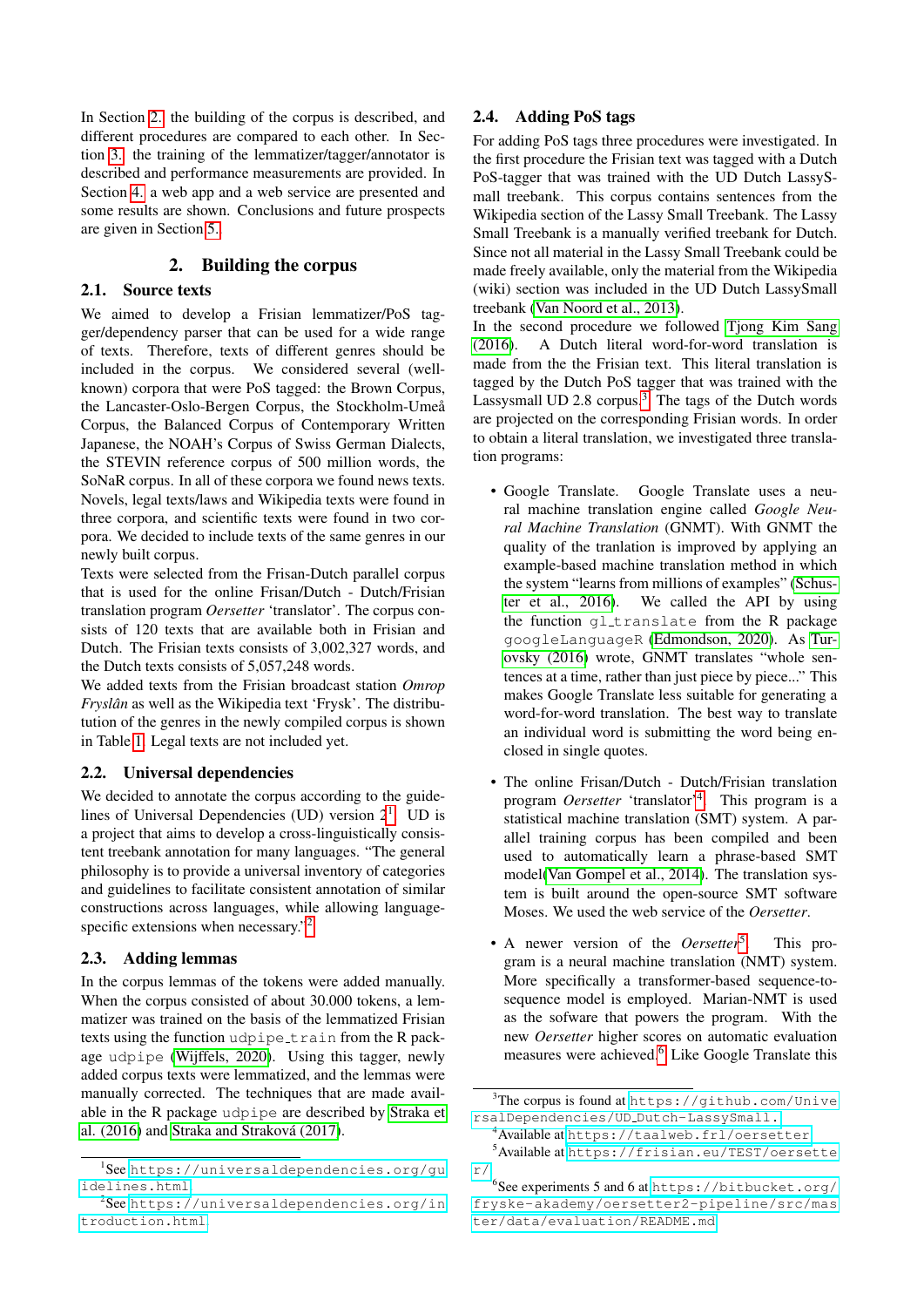In Section 2. the building of the corpus is described, and different procedures are compared to each other. In Section 3. the training of the lemmatizer/tagger/annotator is described and performance measurements are provided. In Section 4. a web app and a web service are presented and some results are shown. Conclusions and future prospects are given in Section 5.

## 2. Building the corpus

### 2.1. Source texts

We aimed to develop a Frisian lemmatizer/PoS tagger/dependency parser that can be used for a wide range of texts. Therefore, texts of different genres should be included in the corpus. We considered several (well-known) corpora that were PoS tagged: the Brown Corpus, the Lancaster-Oslo-Bergen Corpus, the Stockholm-Umeå Corpus, the Balanced Corpus of Contemporary Written Japanese, the NOAH's Corpus of Swiss German Dialects, the STEVIN reference corpus of 500 million words, the SoNaR corpus. In all of these corpora we found news texts. Novels, legal texts/laws and Wikipedia texts were found in three corpora, and scientific texts were found in two corpora. We decided to include texts of the same genres in our newly built corpus.

Texts were selected from the Frisan-Dutch parallel corpus that is used for the online Frisan/Dutch - Dutch/Frisian translation program *Oersetter* 'translator'. The corpus consists of 120 texts that are available both in Frisian and Dutch. The Frisian texts consists of 3,002,327 words, and the Dutch texts consists of 5,057,248 words.

We added texts from the Frisian broadcast station *Omrop Fryslân* as well as the Wikipedia text 'Frysk'. The distributution of the genres in the newly compiled corpus is shown in Table 1. Legal texts are not included yet.

### 2.2. Universal dependencies

We decided to annotate the corpus according to the guidelines of Universal Dependencies (UD) version 2[1]. UD is a project that aims to develop a cross-linguistically consistent treebank annotation for many languages. "The general philosophy is to provide a universal inventory of categories and guidelines to facilitate consistent annotation of similar constructions across languages, while allowing language-specific extensions when necessary."[2]

### 2.3. Adding lemmas

In the corpus lemmas of the tokens were added manually. When the corpus consisted of about 30.000 tokens, a lemmatizer was trained on the basis of the lemmatized Frisian texts using the function `udpipe_train` from the R package `udpipe` (Wijffels, 2020). Using this tagger, newly added corpus texts were lemmatized, and the lemmas were manually corrected. The techniques that are made available in the R package `udpipe` are described by Straka et al. (2016) and Straka and Straková (2017).

### 2.4. Adding PoS tags

For adding PoS tags three procedures were investigated. In the first procedure the Frisian text was tagged with a Dutch PoS-tagger that was trained with the UD Dutch LassySmall treebank. This corpus contains sentences from the Wikipedia section of the Lassy Small Treebank. The Lassy Small Treebank is a manually verified treebank for Dutch. Since not all material in the Lassy Small Treebank could be made freely available, only the material from the Wikipedia (wiki) section was included in the UD Dutch LassySmall treebank (Van Noord et al., 2013).

In the second procedure we followed Tjong Kim Sang (2016). A Dutch literal word-for-word translation is made from the the Frisian text. This literal translation is tagged by the Dutch PoS tagger that was trained with the Lassysmall UD 2.8 corpus.[3] The tags of the Dutch words are projected on the corresponding Frisian words. In order to obtain a literal translation, we investigated three translation programs:

- Google Translate. Google Translate uses a neural machine translation engine called *Google Neural Machine Translation* (GNMT). With GNMT the quality of the tranlation is improved by applying an example-based machine translation method in which the system "learns from millions of examples" (Schuster et al., 2016). We called the API by using the function `gl_translate` from the R package `googleLanguageR` (Edmondson, 2020). As Turovsky (2016) wrote, GNMT translates "whole sentences at a time, rather than just piece by piece..." This makes Google Translate less suitable for generating a word-for-word translation. The best way to translate an individual word is submitting the word being enclosed in single quotes.

- The online Frisan/Dutch - Dutch/Frisian translation program *Oersetter* 'translator'[4]. This program is a statistical machine translation (SMT) system. A parallel training corpus has been compiled and been used to automatically learn a phrase-based SMT model(Van Gompel et al., 2014). The translation system is built around the open-source SMT software Moses. We used the web service of the *Oersetter*.

- A newer version of the *Oersetter*[5]. This program is a neural machine translation (NMT) system. More specifically a transformer-based sequence-to-sequence model is employed. Marian-NMT is used as the sofware that powers the program. With the new *Oersetter* higher scores on automatic evaluation measures were achieved.[6] Like Google Translate this

---

[1] See https://universaldependencies.org/guidelines.html

[2] See https://universaldependencies.org/introduction.html

[3] The corpus is found at https://github.com/UniversalDependencies/UD_Dutch-LassySmall.

[4] Available at https://taalweb.frl/oersetter

[5] Available at https://frisian.eu/TEST/oersetter/

[6] See experiments 5 and 6 at https://bitbucket.org/fryske-akademy/oersetter2-pipeline/src/master/data/evaluation/README.md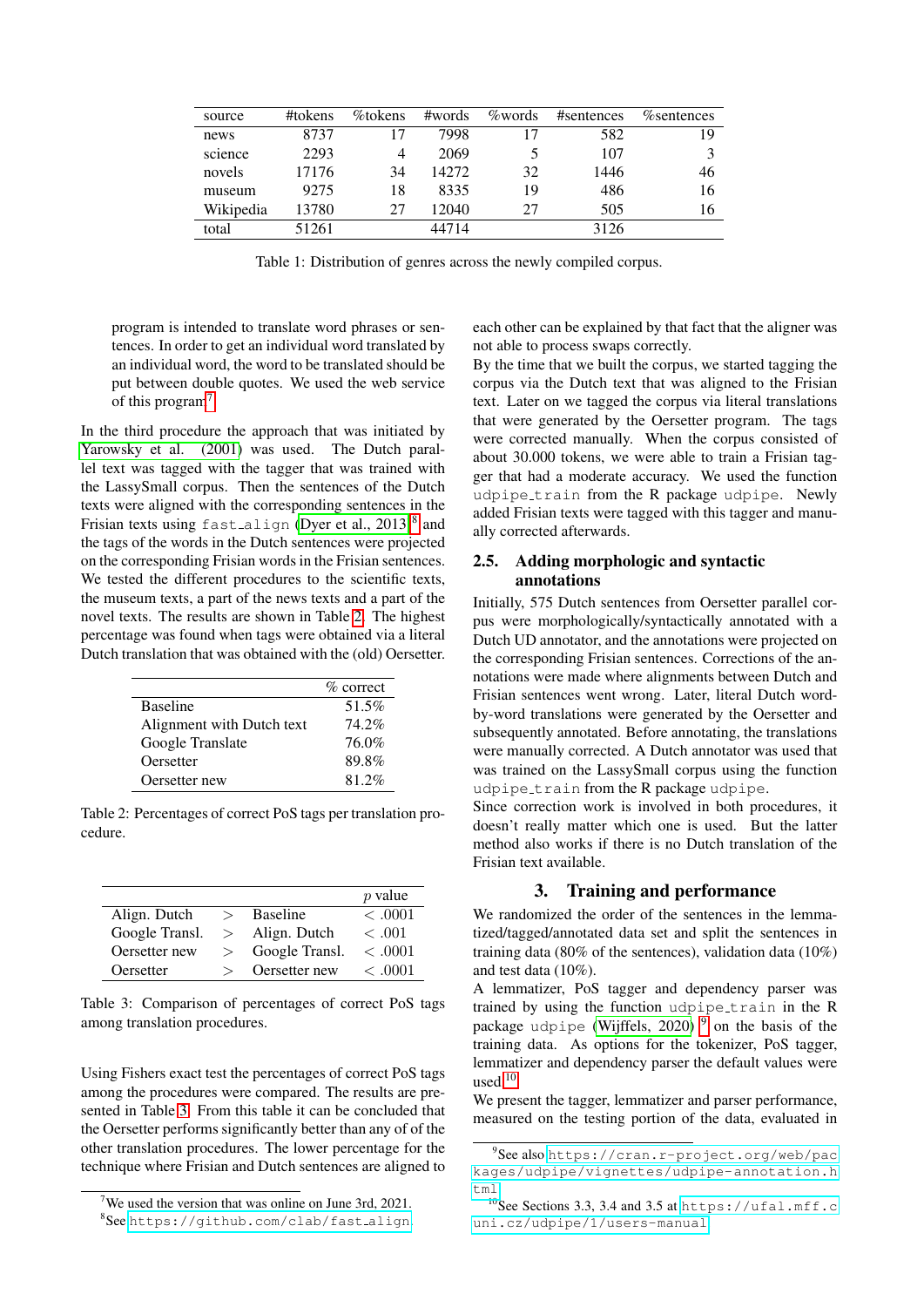| source | #tokens | %tokens | #words | %words | #sentences | %sentences |
|---|---|---|---|---|---|---|
| news | 8737 | 17 | 7998 | 17 | 582 | 19 |
| science | 2293 | 4 | 2069 | 5 | 107 | 3 |
| novels | 17176 | 34 | 14272 | 32 | 1446 | 46 |
| museum | 9275 | 18 | 8335 | 19 | 486 | 16 |
| Wikipedia | 13780 | 27 | 12040 | 27 | 505 | 16 |
| total | 51261 | | 44714 | | 3126 | |

Table 1: Distribution of genres across the newly compiled corpus.

program is intended to translate word phrases or sentences. In order to get an individual word translated by an individual word, the word to be translated should be put between double quotes. We used the web service of this program[7]

In the third procedure the approach that was initiated by Yarowsky et al. (2001) was used. The Dutch parallel text was tagged with the tagger that was trained with the LassySmall corpus. Then the sentences of the Dutch texts were aligned with the corresponding sentences in the Frisian texts using `fast_align` (Dyer et al., 2013)[8] and the tags of the words in the Dutch sentences were projected on the corresponding Frisian words in the Frisian sentences. We tested the different procedures to the scientific texts, the museum texts, a part of the news texts and a part of the novel texts. The results are shown in Table 2. The highest percentage was found when tags were obtained via a literal Dutch translation that was obtained with the (old) Oersetter.

| | % correct |
|---|---|
| Baseline | 51.5% |
| Alignment with Dutch text | 74.2% |
| Google Translate | 76.0% |
| Oersetter | 89.8% |
| Oersetter new | 81.2% |

Table 2: Percentages of correct PoS tags per translation procedure.

| | | | $p$ value |
|---|---|---|---|
| Align. Dutch | > | Baseline | < .0001 |
| Google Transl. | > | Align. Dutch | < .001 |
| Oersetter new | > | Google Transl. | < .0001 |
| Oersetter | > | Oersetter new | < .0001 |

Table 3: Comparison of percentages of correct PoS tags among translation procedures.

Using Fishers exact test the percentages of correct PoS tags among the procedures were compared. The results are presented in Table 3. From this table it can be concluded that the Oersetter performs significantly better than any of of the other translation procedures. The lower percentage for the technique where Frisian and Dutch sentences are aligned to each other can be explained by that fact that the aligner was not able to process swaps correctly.

By the time that we built the corpus, we started tagging the corpus via the Dutch text that was aligned to the Frisian text. Later on we tagged the corpus via literal translations that were generated by the Oersetter program. The tags were corrected manually. When the corpus consisted of about 30.000 tokens, we were able to train a Frisian tagger that had a moderate accuracy. We used the function `udpipe_train` from the R package `udpipe`. Newly added Frisian texts were tagged with this tagger and manually corrected afterwards.

### 2.5. Adding morphologic and syntactic annotations

Initially, 575 Dutch sentences from Oersetter parallel corpus were morphologically/syntactically annotated with a Dutch UD annotator, and the annotations were projected on the corresponding Frisian sentences. Corrections of the annotations were made where alignments between Dutch and Frisian sentences went wrong. Later, literal Dutch word-by-word translations were generated by the Oersetter and subsequently annotated. Before annotating, the translations were manually corrected. A Dutch annotator was used that was trained on the LassySmall corpus using the function `udpipe_train` from the R package `udpipe`.

Since correction work is involved in both procedures, it doesn't really matter which one is used. But the latter method also works if there is no Dutch translation of the Frisian text available.

## 3. Training and performance

We randomized the order of the sentences in the lemmatized/tagged/annotated data set and split the sentences in training data (80% of the sentences), validation data (10%) and test data (10%).

A lemmatizer, PoS tagger and dependency parser was trained by using the function `udpipe_train` in the R package `udpipe` (Wijffels, 2020)[9] on the basis of the training data. As options for the tokenizer, PoS tagger, lemmatizer and dependency parser the default values were used.[10]

We present the tagger, lemmatizer and parser performance, measured on the testing portion of the data, evaluated in

[7] We used the version that was online on June 3rd, 2021.

[8] See https://github.com/clab/fast_align

[9] See also https://cran.r-project.org/web/packages/udpipe/vignettes/udpipe-annotation.html

[10] See Sections 3.3, 3.4 and 3.5 at https://ufal.mff.cuni.cz/udpipe/1/users-manual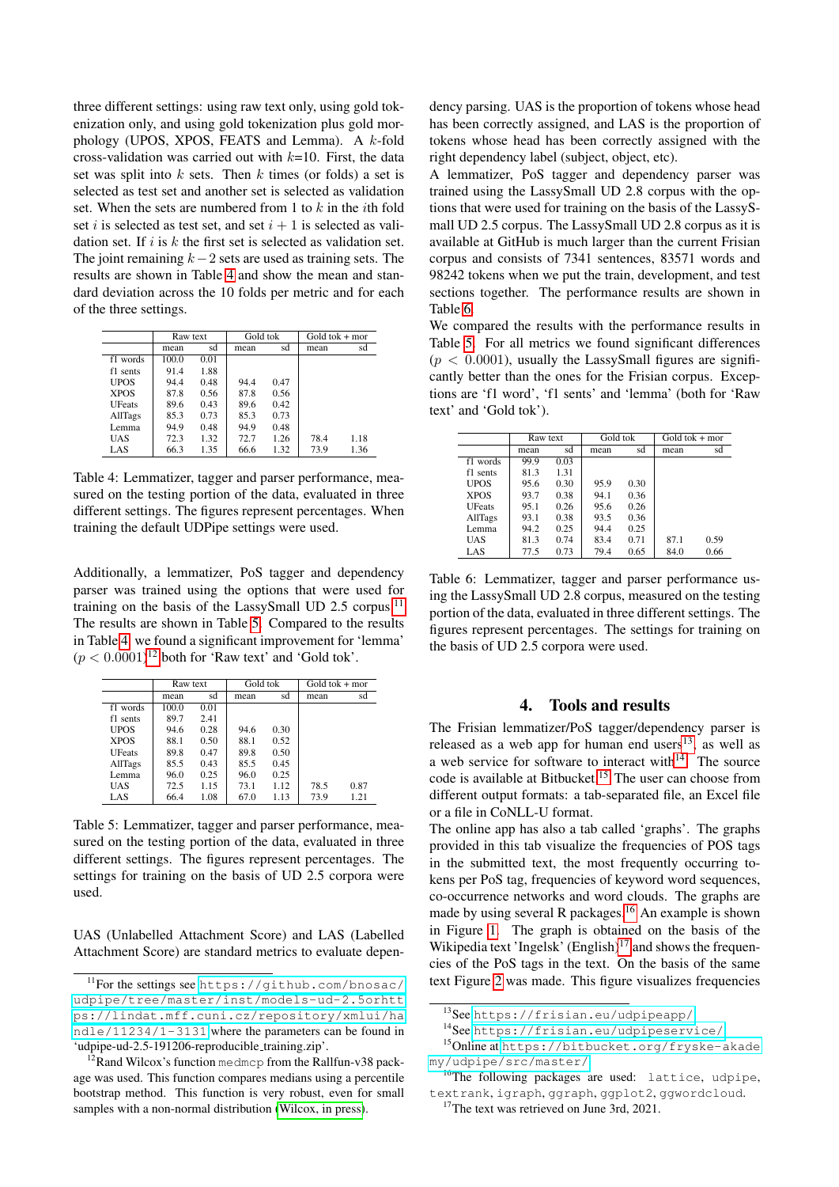three different settings: using raw text only, using gold tokenization only, and using gold tokenization plus gold morphology (UPOS, XPOS, FEATS and Lemma). A $k$-fold cross-validation was carried out with $k$=10. First, the data set was split into $k$ sets. Then $k$ times (or folds) a set is selected as test set and another set is selected as validation set. When the sets are numbered from 1 to $k$ in the $i$th fold set $i$ is selected as test set, and set $i+1$ is selected as validation set. If $i$ is $k$ the first set is selected as validation set. The joint remaining $k-2$ sets are used as training sets. The results are shown in Table 4 and show the mean and standard deviation across the 10 folds per metric and for each of the three settings.

| | Raw text | | Gold tok | | Gold tok + mor | |
|---|---|---|---|---|---|---|
| | mean | sd | mean | sd | mean | sd |
| f1 words | 100.0 | 0.01 | | | | |
| f1 sents | 91.4 | 1.88 | | | | |
| UPOS | 94.4 | 0.48 | 94.4 | 0.47 | | |
| XPOS | 87.8 | 0.56 | 87.8 | 0.56 | | |
| UFeats | 89.6 | 0.43 | 89.6 | 0.42 | | |
| AllTags | 85.3 | 0.73 | 85.3 | 0.73 | | |
| Lemma | 94.9 | 0.48 | 94.9 | 0.48 | | |
| UAS | 72.3 | 1.32 | 72.7 | 1.26 | 78.4 | 1.18 |
| LAS | 66.3 | 1.35 | 66.6 | 1.32 | 73.9 | 1.36 |

Table 4: Lemmatizer, tagger and parser performance, measured on the testing portion of the data, evaluated in three different settings. The figures represent percentages. When training the default UDPipe settings were used.

Additionally, a lemmatizer, PoS tagger and dependency parser was trained using the options that were used for training on the basis of the LassySmall UD 2.5 corpus[11]. The results are shown in Table 5. Compared to the results in Table 4, we found a significant improvement for 'lemma' ($p < 0.0001$)[12] both for 'Raw text' and 'Gold tok'.

| | Raw text | | Gold tok | | Gold tok + mor | |
|---|---|---|---|---|---|---|
| | mean | sd | mean | sd | mean | sd |
| f1 words | 100.0 | 0.01 | | | | |
| f1 sents | 89.7 | 2.41 | | | | |
| UPOS | 94.6 | 0.28 | 94.6 | 0.30 | | |
| XPOS | 88.1 | 0.50 | 88.1 | 0.52 | | |
| UFeats | 89.8 | 0.47 | 89.8 | 0.50 | | |
| AllTags | 85.5 | 0.43 | 85.5 | 0.45 | | |
| Lemma | 96.0 | 0.25 | 96.0 | 0.25 | | |
| UAS | 72.5 | 1.15 | 73.1 | 1.12 | 78.5 | 0.87 |
| LAS | 66.4 | 1.08 | 67.0 | 1.13 | 73.9 | 1.21 |

Table 5: Lemmatizer, tagger and parser performance, measured on the testing portion of the data, evaluated in three different settings. The figures represent percentages. The settings for training on the basis of UD 2.5 corpora were used.

UAS (Unlabelled Attachment Score) and LAS (Labelled Attachment Score) are standard metrics to evaluate dependency parsing. UAS is the proportion of tokens whose head has been correctly assigned, and LAS is the proportion of tokens whose head has been correctly assigned with the right dependency label (subject, object, etc).

A lemmatizer, PoS tagger and dependency parser was trained using the LassySmall UD 2.8 corpus with the options that were used for training on the basis of the LassySmall UD 2.5 corpus. The LassySmall UD 2.8 corpus as it is available at GitHub is much larger than the current Frisian corpus and consists of 7341 sentences, 83571 words and 98242 tokens when we put the train, development, and test sections together. The performance results are shown in Table 6.

We compared the results with the performance results in Table 5. For all metrics we found significant differences ($p < 0.0001$), usually the LassySmall figures are significantly better than the ones for the Frisian corpus. Exceptions are 'f1 word', 'f1 sents' and 'lemma' (both for 'Raw text' and 'Gold tok').

| | Raw text | | Gold tok | | Gold tok + mor | |
|---|---|---|---|---|---|---|
| | mean | sd | mean | sd | mean | sd |
| f1 words | 99.9 | 0.03 | | | | |
| f1 sents | 81.3 | 1.31 | | | | |
| UPOS | 95.6 | 0.30 | 95.9 | 0.30 | | |
| XPOS | 93.7 | 0.38 | 94.1 | 0.36 | | |
| UFeats | 95.1 | 0.26 | 95.6 | 0.26 | | |
| AllTags | 93.1 | 0.38 | 93.5 | 0.36 | | |
| Lemma | 94.2 | 0.25 | 94.4 | 0.25 | | |
| UAS | 81.3 | 0.74 | 83.4 | 0.71 | 87.1 | 0.59 |
| LAS | 77.5 | 0.73 | 79.4 | 0.65 | 84.0 | 0.66 |

Table 6: Lemmatizer, tagger and parser performance using the LassySmall UD 2.8 corpus, measured on the testing portion of the data, evaluated in three different settings. The figures represent percentages. The settings for training on the basis of UD 2.5 corpora were used.

## 4. Tools and results

The Frisian lemmatizer/PoS tagger/dependency parser is released as a web app for human end users[13], as well as a web service for software to interact with[14]. The source code is available at Bitbucket.[15] The user can choose from different output formats: a tab-separated file, an Excel file or a file in CoNLL-U format.

The online app has also a tab called 'graphs'. The graphs provided in this tab visualize the frequencies of POS tags in the submitted text, the most frequently occurring tokens per PoS tag, frequencies of keyword word sequences, co-occurrence networks and word clouds. The graphs are made by using several R packages.[16] An example is shown in Figure 1. The graph is obtained on the basis of the Wikipedia text 'Ingelsk' (English)[17] and shows the frequencies of the PoS tags in the text. On the basis of the same text Figure 2 was made. This figure visualizes frequencies

[11] For the settings see https://github.com/bnosac/udpipe/tree/master/inst/models-ud-2.5orhttps://lindat.mff.cuni.cz/repository/xmlui/handle/11234/1-3131 where the parameters can be found in 'udpipe-ud-2.5-191206-reproducible_training.zip'.

[12] Rand Wilcox's function medmcp from the Rallfun-v38 package was used. This function compares medians using a percentile bootstrap method. This function is very robust, even for small samples with a non-normal distribution (Wilcox, in press).

[13] See https://frisian.eu/udpipeapp/

[14] See https://frisian.eu/udpipeservice/

[15] Online at https://bitbucket.org/fryske-akademy/udpipe/src/master/

[16] The following packages are used: lattice, udpipe, textrank, igraph, ggraph, ggplot2, ggwordcloud.

[17] The text was retrieved on June 3rd, 2021.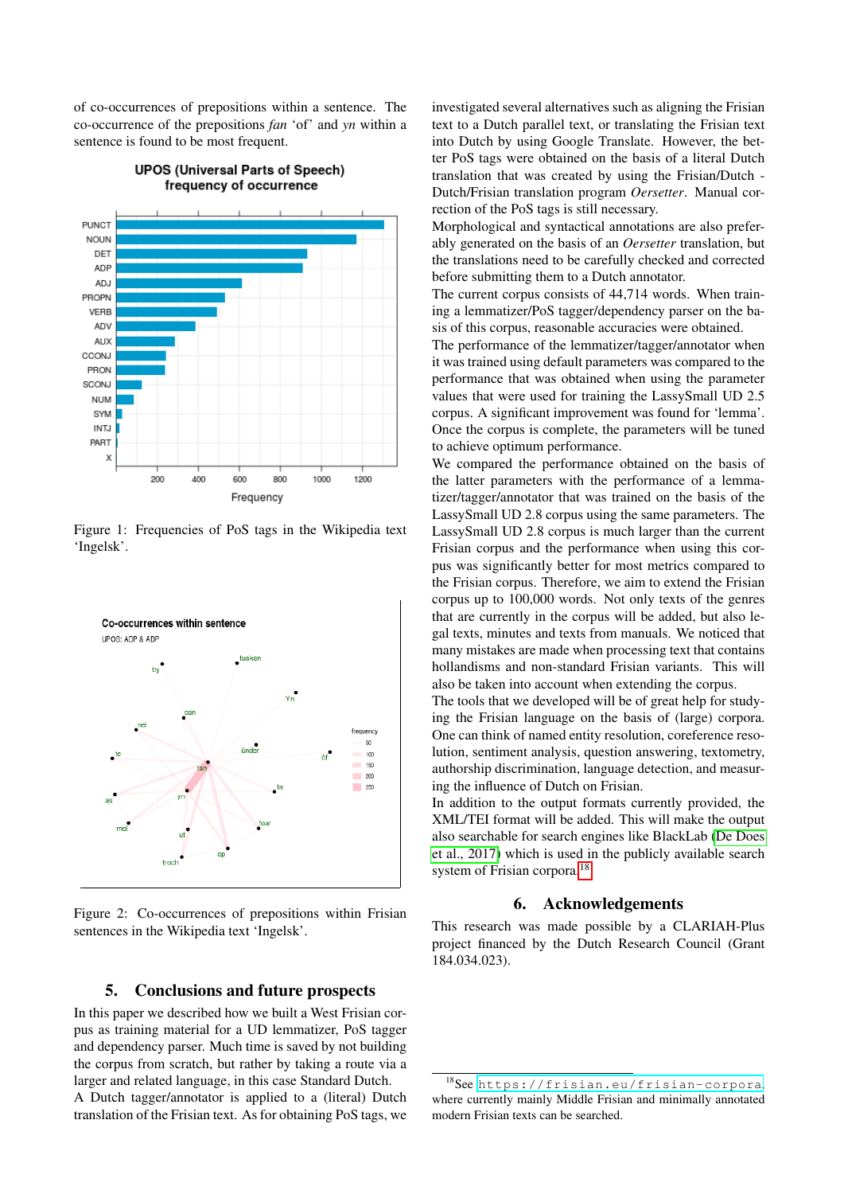of co-occurrences of prepositions within a sentence. The co-occurrence of the prepositions *fan* 'of' and *yn* within a sentence is found to be most frequent.

UPOS (Universal Parts of Speech)
frequency of occurrence

PUNCT
NOUN
DET
ADP
ADJ
PROPN
VERB
ADV
AUX
CCONJ
PRON
SCONJ
NUM
SYM
INTJ
PART
X

200 400 600 800 1000 1200

Frequency

Figure 1: Frequencies of PoS tags in the Wikipedia text 'Ingelsk'.

Co-occurrences within sentence

UPOS: ADP & ADP

by, tusken, Yn, oan, nei, ûnder, te, fan, of, yn, ta, as, foar, mei, út, op, troch

frequency
50
100
150
200
250

Figure 2: Co-occurrences of prepositions within Frisian sentences in the Wikipedia text 'Ingelsk'.

## 5. Conclusions and future prospects

In this paper we described how we built a West Frisian corpus as training material for a UD lemmatizer, PoS tagger and dependency parser. Much time is saved by not building the corpus from scratch, but rather by taking a route via a larger and related language, in this case Standard Dutch.
A Dutch tagger/annotator is applied to a (literal) Dutch translation of the Frisian text. As for obtaining PoS tags, we investigated several alternatives such as aligning the Frisian text to a Dutch parallel text, or translating the Frisian text into Dutch by using Google Translate. However, the better PoS tags were obtained on the basis of a literal Dutch translation that was created by using the Frisian/Dutch - Dutch/Frisian translation program *Oersetter*. Manual correction of the PoS tags is still necessary.
Morphological and syntactical annotations are also preferably generated on the basis of an *Oersetter* translation, but the translations need to be carefully checked and corrected before submitting them to a Dutch annotator.
The current corpus consists of 44,714 words. When training a lemmatizer/PoS tagger/dependency parser on the basis of this corpus, reasonable accuracies were obtained.
The performance of the lemmatizer/tagger/annotator when it was trained using default parameters was compared to the performance that was obtained when using the parameter values that were used for training the LassySmall UD 2.5 corpus. A significant improvement was found for 'lemma'. Once the corpus is complete, the parameters will be tuned to achieve optimum performance.
We compared the performance obtained on the basis of the latter parameters with the performance of a lemmatizer/tagger/annotator that was trained on the basis of the LassySmall UD 2.8 corpus using the same parameters. The LassySmall UD 2.8 corpus is much larger than the current Frisian corpus and the performance when using this corpus was significantly better for most metrics compared to the Frisian corpus. Therefore, we aim to extend the Frisian corpus up to 100,000 words. Not only texts of the genres that are currently in the corpus will be added, but also legal texts, minutes and texts from manuals. We noticed that many mistakes are made when processing text that contains hollandisms and non-standard Frisian variants. This will also be taken into account when extending the corpus.
The tools that we developed will be of great help for studying the Frisian language on the basis of (large) corpora. One can think of named entity resolution, coreference resolution, sentiment analysis, question answering, textometry, authorship discrimination, language detection, and measuring the influence of Dutch on Frisian.
In addition to the output formats currently provided, the XML/TEI format will be added. This will make the output also searchable for search engines like BlackLab (De Does et al., 2017) which is used in the publicly available search system of Frisian corpora.[18]

## 6. Acknowledgements

This research was made possible by a CLARIAH-Plus project financed by the Dutch Research Council (Grant 184.034.023).

[18] See https://frisian.eu/frisian-corpora where currently mainly Middle Frisian and minimally annotated modern Frisian texts can be searched.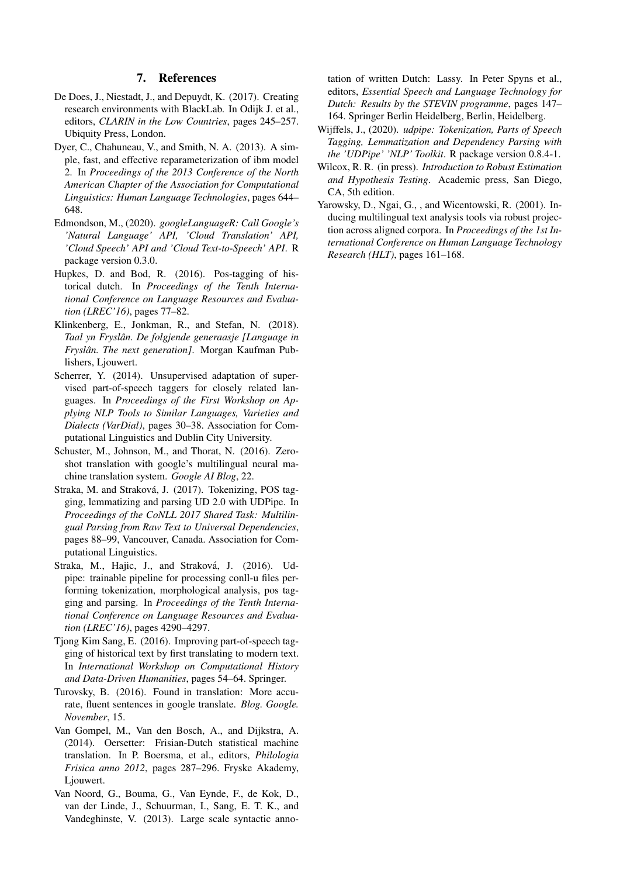## 7. References

De Does, J., Niestadt, J., and Depuydt, K. (2017). Creating research environments with BlackLab. In Odijk J. et al., editors, *CLARIN in the Low Countries*, pages 245–257. Ubiquity Press, London.

Dyer, C., Chahuneau, V., and Smith, N. A. (2013). A simple, fast, and effective reparameterization of ibm model 2. In *Proceedings of the 2013 Conference of the North American Chapter of the Association for Computational Linguistics: Human Language Technologies*, pages 644–648.

Edmondson, M., (2020). *googleLanguageR: Call Google's 'Natural Language' API, 'Cloud Translation' API, 'Cloud Speech' API and 'Cloud Text-to-Speech' API*. R package version 0.3.0.

Hupkes, D. and Bod, R. (2016). Pos-tagging of historical dutch. In *Proceedings of the Tenth International Conference on Language Resources and Evaluation (LREC'16)*, pages 77–82.

Klinkenberg, E., Jonkman, R., and Stefan, N. (2018). *Taal yn Fryslân. De folgjende generaasje [Language in Fryslân. The next generation]*. Morgan Kaufman Publishers, Ljouwert.

Scherrer, Y. (2014). Unsupervised adaptation of supervised part-of-speech taggers for closely related languages. In *Proceedings of the First Workshop on Applying NLP Tools to Similar Languages, Varieties and Dialects (VarDial)*, pages 30–38. Association for Computational Linguistics and Dublin City University.

Schuster, M., Johnson, M., and Thorat, N. (2016). Zero-shot translation with google's multilingual neural machine translation system. *Google AI Blog*, 22.

Straka, M. and Straková, J. (2017). Tokenizing, POS tagging, lemmatizing and parsing UD 2.0 with UDPipe. In *Proceedings of the CoNLL 2017 Shared Task: Multilingual Parsing from Raw Text to Universal Dependencies*, pages 88–99, Vancouver, Canada. Association for Computational Linguistics.

Straka, M., Hajic, J., and Straková, J. (2016). Udpipe: trainable pipeline for processing conll-u files performing tokenization, morphological analysis, pos tagging and parsing. In *Proceedings of the Tenth International Conference on Language Resources and Evaluation (LREC'16)*, pages 4290–4297.

Tjong Kim Sang, E. (2016). Improving part-of-speech tagging of historical text by first translating to modern text. In *International Workshop on Computational History and Data-Driven Humanities*, pages 54–64. Springer.

Turovsky, B. (2016). Found in translation: More accurate, fluent sentences in google translate. *Blog. Google. November*, 15.

Van Gompel, M., Van den Bosch, A., and Dijkstra, A. (2014). Oersetter: Frisian-Dutch statistical machine translation. In P. Boersma, et al., editors, *Philologia Frisica anno 2012*, pages 287–296. Fryske Akademy, Ljouwert.

Van Noord, G., Bouma, G., Van Eynde, F., de Kok, D., van der Linde, J., Schuurman, I., Sang, E. T. K., and Vandeghinste, V. (2013). Large scale syntactic annotation of written Dutch: Lassy. In Peter Spyns et al., editors, *Essential Speech and Language Technology for Dutch: Results by the STEVIN programme*, pages 147–164. Springer Berlin Heidelberg, Berlin, Heidelberg.

Wijffels, J., (2020). *udpipe: Tokenization, Parts of Speech Tagging, Lemmatization and Dependency Parsing with the 'UDPipe' 'NLP' Toolkit*. R package version 0.8.4-1.

Wilcox, R. R. (in press). *Introduction to Robust Estimation and Hypothesis Testing*. Academic press, San Diego, CA, 5th edition.

Yarowsky, D., Ngai, G., , and Wicentowski, R. (2001). Inducing multilingual text analysis tools via robust projection across aligned corpora. In *Proceedings of the 1st International Conference on Human Language Technology Research (HLT)*, pages 161–168.